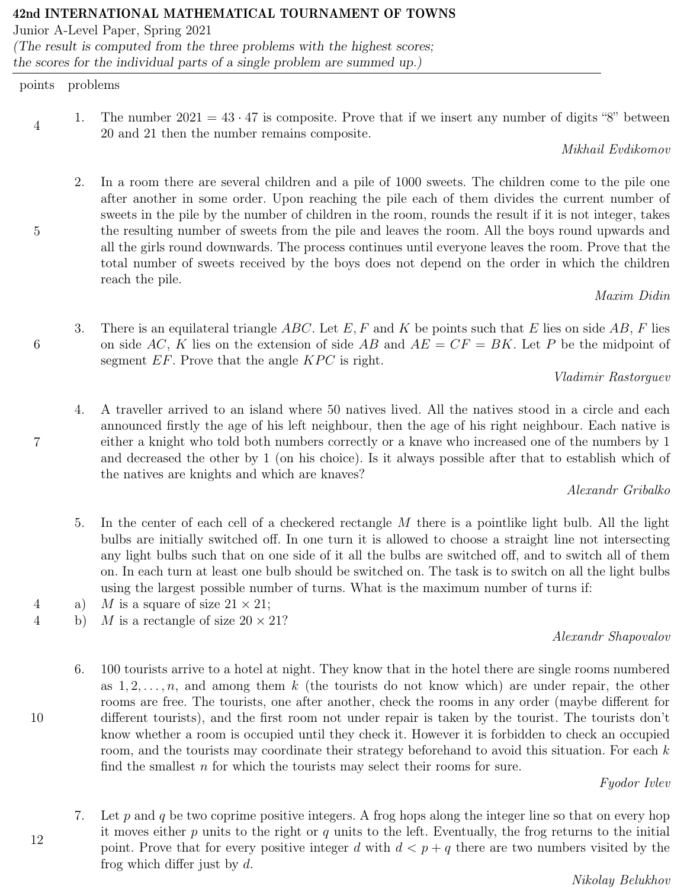# 42nd INTERNATIONAL MATHEMATICAL TOURNAMENT OF TOWNS

Junior A-Level Paper, Spring 2021

*(The result is computed from the three problems with the highest scores; the scores for the individual parts of a single problem are summed up.)*

| points | problems |
|---|---|

**4** — 1. The number $2021 = 43 \cdot 47$ is composite. Prove that if we insert any number of digits "8" between 20 and 21 then the number remains composite.

*Mikhail Evdikomov*

**5** — 2. In a room there are several children and a pile of 1000 sweets. The children come to the pile one after another in some order. Upon reaching the pile each of them divides the current number of sweets in the pile by the number of children in the room, rounds the result if it is not integer, takes the resulting number of sweets from the pile and leaves the room. All the boys round upwards and all the girls round downwards. The process continues until everyone leaves the room. Prove that the total number of sweets received by the boys does not depend on the order in which the children reach the pile.

*Maxim Didin*

**6** — 3. There is an equilateral triangle $ABC$. Let $E, F$ and $K$ be points such that $E$ lies on side $AB$, $F$ lies on side $AC$, $K$ lies on the extension of side $AB$ and $AE = CF = BK$. Let $P$ be the midpoint of segment $EF$. Prove that the angle $KPC$ is right.

*Vladimir Rastorguev*

**7** — 4. A traveller arrived to an island where 50 natives lived. All the natives stood in a circle and each announced firstly the age of his left neighbour, then the age of his right neighbour. Each native is either a knight who told both numbers correctly or a knave who increased one of the numbers by 1 and decreased the other by 1 (on his choice). Is it always possible after that to establish which of the natives are knights and which are knaves?

*Alexandr Gribalko*

5. In the center of each cell of a checkered rectangle $M$ there is a pointlike light bulb. All the light bulbs are initially switched off. In one turn it is allowed to choose a straight line not intersecting any light bulbs such that on one side of it all the bulbs are switched off, and to switch all of them on. In each turn at least one bulb should be switched on. The task is to switch on all the light bulbs using the largest possible number of turns. What is the maximum number of turns if:

**4** — a) $M$ is a square of size $21 \times 21$;

**4** — b) $M$ is a rectangle of size $20 \times 21$?

*Alexandr Shapovalov*

**10** — 6. 100 tourists arrive to a hotel at night. They know that in the hotel there are single rooms numbered as $1, 2, \ldots, n$, and among them $k$ (the tourists do not know which) are under repair, the other rooms are free. The tourists, one after another, check the rooms in any order (maybe different for different tourists), and the first room not under repair is taken by the tourist. The tourists don't know whether a room is occupied until they check it. However it is forbidden to check an occupied room, and the tourists may coordinate their strategy beforehand to avoid this situation. For each $k$ find the smallest $n$ for which the tourists may select their rooms for sure.

*Fyodor Ivlev*

**12** — 7. Let $p$ and $q$ be two coprime positive integers. A frog hops along the integer line so that on every hop it moves either $p$ units to the right or $q$ units to the left. Eventually, the frog returns to the initial point. Prove that for every positive integer $d$ with $d < p + q$ there are two numbers visited by the frog which differ just by $d$.

*Nikolay Belukhov*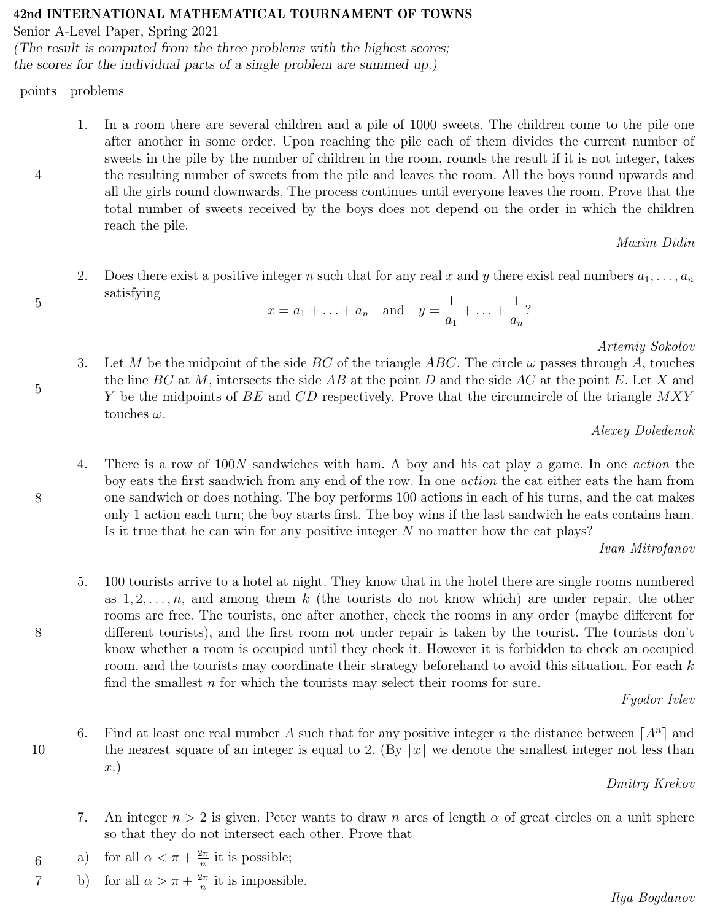# 42nd INTERNATIONAL MATHEMATICAL TOURNAMENT OF TOWNS

Senior A-Level Paper, Spring 2021

*(The result is computed from the three problems with the highest scores; the scores for the individual parts of a single problem are summed up.)*

| points | problems |
|---|---|
| 4 | 1. In a room there are several children and a pile of 1000 sweets. The children come to the pile one after another in some order. Upon reaching the pile each of them divides the current number of sweets in the pile by the number of children in the room, rounds the result if it is not integer, takes the resulting number of sweets from the pile and leaves the room. All the boys round upwards and all the girls round downwards. The process continues until everyone leaves the room. Prove that the total number of sweets received by the boys does not depend on the order in which the children reach the pile. *Maxim Didin* |
| 5 | 2. Does there exist a positive integer $n$ such that for any real $x$ and $y$ there exist real numbers $a_1, \ldots, a_n$ satisfying $$x = a_1 + \ldots + a_n \quad \text{and} \quad y = \frac{1}{a_1} + \ldots + \frac{1}{a_n}?$$ *Artemiy Sokolov* |
| 5 | 3. Let $M$ be the midpoint of the side $BC$ of the triangle $ABC$. The circle $\omega$ passes through $A$, touches the line $BC$ at $M$, intersects the side $AB$ at the point $D$ and the side $AC$ at the point $E$. Let $X$ and $Y$ be the midpoints of $BE$ and $CD$ respectively. Prove that the circumcircle of the triangle $MXY$ touches $\omega$. *Alexey Doledenok* |
| 8 | 4. There is a row of $100N$ sandwiches with ham. A boy and his cat play a game. In one *action* the boy eats the first sandwich from any end of the row. In one *action* the cat either eats the ham from one sandwich or does nothing. The boy performs 100 actions in each of his turns, and the cat makes only 1 action each turn; the boy starts first. The boy wins if the last sandwich he eats contains ham. Is it true that he can win for any positive integer $N$ no matter how the cat plays? *Ivan Mitrofanov* |
| 8 | 5. 100 tourists arrive to a hotel at night. They know that in the hotel there are single rooms numbered as $1, 2, \ldots, n$, and among them $k$ (the tourists do not know which) are under repair, the other rooms are free. The tourists, one after another, check the rooms in any order (maybe different for different tourists), and the first room not under repair is taken by the tourist. The tourists don't know whether a room is occupied until they check it. However it is forbidden to check an occupied room, and the tourists may coordinate their strategy beforehand to avoid this situation. For each $k$ find the smallest $n$ for which the tourists may select their rooms for sure. *Fyodor Ivlev* |
| 10 | 6. Find at least one real number $A$ such that for any positive integer $n$ the distance between $\lceil A^n \rceil$ and the nearest square of an integer is equal to 2. (By $\lceil x \rceil$ we denote the smallest integer not less than $x$.) *Dmitry Krekov* |
| | 7. An integer $n > 2$ is given. Peter wants to draw $n$ arcs of length $\alpha$ of great circles on a unit sphere so that they do not intersect each other. Prove that |
| 6 | a) for all $\alpha < \pi + \frac{2\pi}{n}$ it is possible; |
| 7 | b) for all $\alpha > \pi + \frac{2\pi}{n}$ it is impossible. *Ilya Bogdanov* |